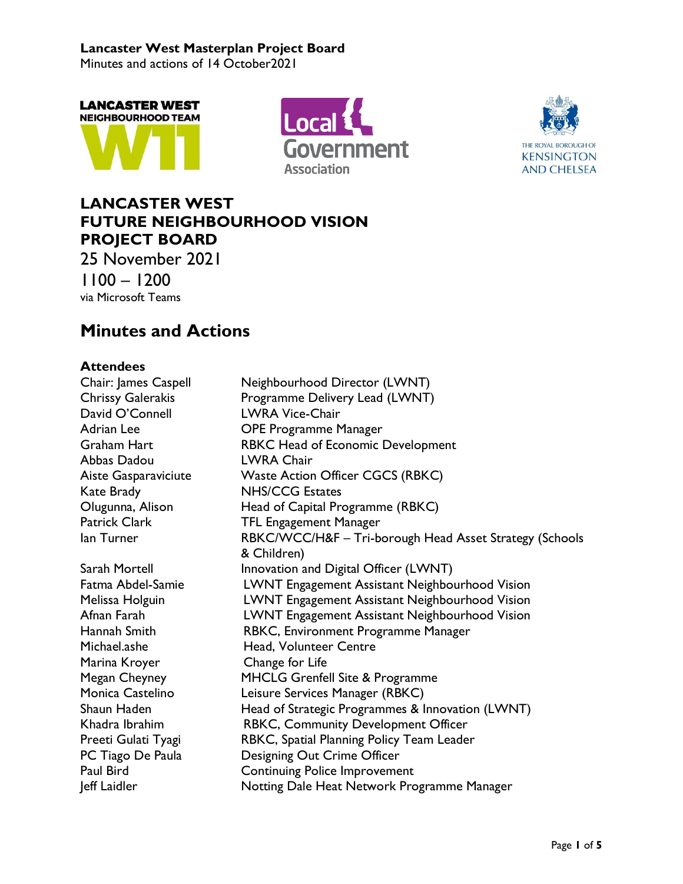**Lancaster West Masterplan Project Board**
Minutes and actions of 14 October2021

# LANCASTER WEST FUTURE NEIGHBOURHOOD VISION PROJECT BOARD

25 November 2021

1100 – 1200

via Microsoft Teams

## Minutes and Actions

### Attendees

| | |
|---|---|
| Chair: James Caspell | Neighbourhood Director (LWNT) |
| Chrissy Galerakis | Programme Delivery Lead (LWNT) |
| David O'Connell | LWRA Vice-Chair |
| Adrian Lee | OPE Programme Manager |
| Graham Hart | RBKC Head of Economic Development |
| Abbas Dadou | LWRA Chair |
| Aiste Gasparaviciute | Waste Action Officer CGCS (RBKC) |
| Kate Brady | NHS/CCG Estates |
| Olugunna, Alison | Head of Capital Programme (RBKC) |
| Patrick Clark | TFL Engagement Manager |
| Ian Turner | RBKC/WCC/H&F – Tri-borough Head Asset Strategy (Schools & Children) |
| Sarah Mortell | Innovation and Digital Officer (LWNT) |
| Fatma Abdel-Samie | LWNT Engagement Assistant Neighbourhood Vision |
| Melissa Holguin | LWNT Engagement Assistant Neighbourhood Vision |
| Afnan Farah | LWNT Engagement Assistant Neighbourhood Vision |
| Hannah Smith | RBKC, Environment Programme Manager |
| Michael.ashe | Head, Volunteer Centre |
| Marina Kroyer | Change for Life |
| Megan Cheyney | MHCLG Grenfell Site & Programme |
| Monica Castelino | Leisure Services Manager (RBKC) |
| Shaun Haden | Head of Strategic Programmes & Innovation (LWNT) |
| Khadra Ibrahim | RBKC, Community Development Officer |
| Preeti Gulati Tyagi | RBKC, Spatial Planning Policy Team Leader |
| PC Tiago De Paula | Designing Out Crime Officer |
| Paul Bird | Continuing Police Improvement |
| Jeff Laidler | Notting Dale Heat Network Programme Manager |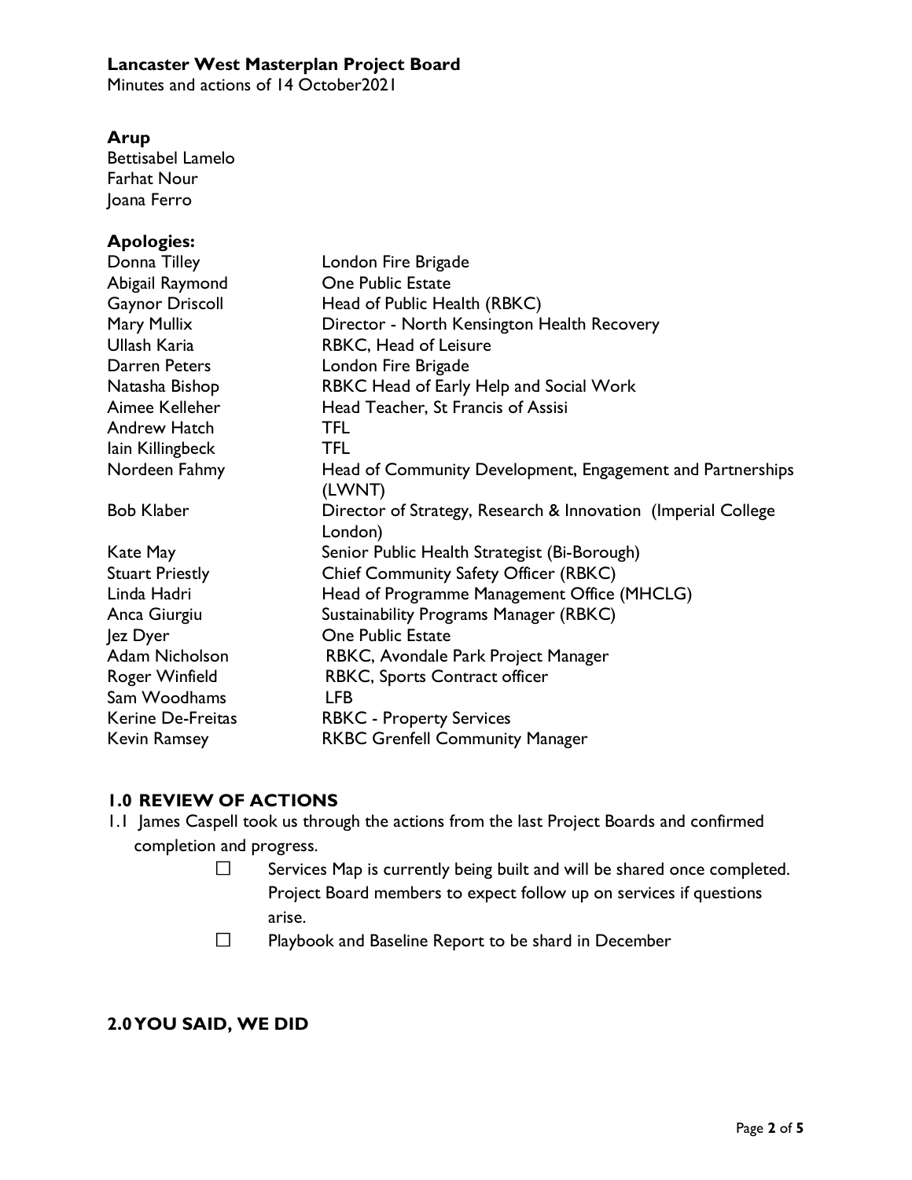**Lancaster West Masterplan Project Board**
Minutes and actions of 14 October2021

**Arup**
Bettisabel Lamelo
Farhat Nour
Joana Ferro

**Apologies:**

| | |
|---|---|
| Donna Tilley | London Fire Brigade |
| Abigail Raymond | One Public Estate |
| Gaynor Driscoll | Head of Public Health (RBKC) |
| Mary Mullix | Director - North Kensington Health Recovery |
| Ullash Karia | RBKC, Head of Leisure |
| Darren Peters | London Fire Brigade |
| Natasha Bishop | RBKC Head of Early Help and Social Work |
| Aimee Kelleher | Head Teacher, St Francis of Assisi |
| Andrew Hatch | TFL |
| Iain Killingbeck | TFL |
| Nordeen Fahmy | Head of Community Development, Engagement and Partnerships (LWNT) |
| Bob Klaber | Director of Strategy, Research & Innovation (Imperial College London) |
| Kate May | Senior Public Health Strategist (Bi-Borough) |
| Stuart Priestly | Chief Community Safety Officer (RBKC) |
| Linda Hadri | Head of Programme Management Office (MHCLG) |
| Anca Giurgiu | Sustainability Programs Manager (RBKC) |
| Jez Dyer | One Public Estate |
| Adam Nicholson | RBKC, Avondale Park Project Manager |
| Roger Winfield | RBKC, Sports Contract officer |
| Sam Woodhams | LFB |
| Kerine De-Freitas | RBKC - Property Services |
| Kevin Ramsey | RKBC Grenfell Community Manager |

## 1.0 REVIEW OF ACTIONS

1.1 James Caspell took us through the actions from the last Project Boards and confirmed completion and progress.

- ☐ Services Map is currently being built and will be shared once completed. Project Board members to expect follow up on services if questions arise.
- ☐ Playbook and Baseline Report to be shard in December

## 2.0 YOU SAID, WE DID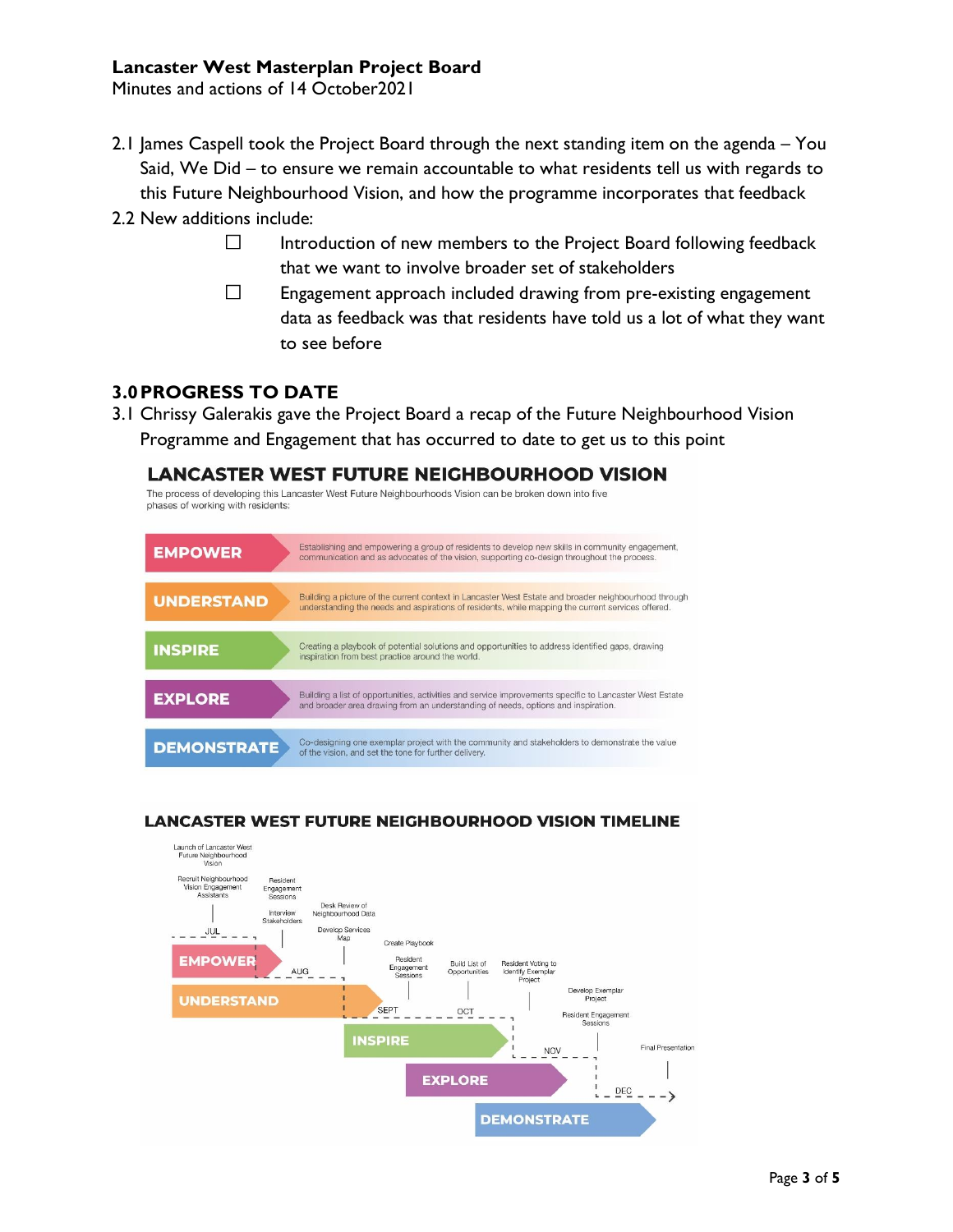2.1 James Caspell took the Project Board through the next standing item on the agenda – You Said, We Did – to ensure we remain accountable to what residents tell us with regards to this Future Neighbourhood Vision, and how the programme incorporates that feedback

2.2 New additions include:

- ☐ Introduction of new members to the Project Board following feedback that we want to involve broader set of stakeholders
- ☐ Engagement approach included drawing from pre-existing engagement data as feedback was that residents have told us a lot of what they want to see before

## 3.0 PROGRESS TO DATE

3.1 Chrissy Galerakis gave the Project Board a recap of the Future Neighbourhood Vision Programme and Engagement that has occurred to date to get us to this point

### LANCASTER WEST FUTURE NEIGHBOURHOOD VISION

The process of developing this Lancaster West Future Neighbourhoods Vision can be broken down into five phases of working with residents:

| Phase | Description |
| --- | --- |
| EMPOWER | Establishing and empowering a group of residents to develop new skills in community engagement, communication and as advocates of the vision, supporting co-design throughout the process. |
| UNDERSTAND | Building a picture of the current context in Lancaster West Estate and broader neighbourhood through understanding the needs and aspirations of residents, while mapping the current services offered. |
| INSPIRE | Creating a playbook of potential solutions and opportunities to address identified gaps, drawing inspiration from best practice around the world. |
| EXPLORE | Building a list of opportunities, activities and service improvements specific to Lancaster West Estate and broader area drawing from an understanding of needs, options and inspiration. |
| DEMONSTRATE | Co-designing one exemplar project with the community and stakeholders to demonstrate the value of the vision, and set the tone for further delivery. |

### LANCASTER WEST FUTURE NEIGHBOURHOOD VISION TIMELINE

- JUL – EMPOWER: Launch of Lancaster West Future Neighbourhood Vision; Recruit Neighbourhood Vision Engagement Assistants
- AUG – UNDERSTAND: Resident Engagement Sessions; Interview Stakeholders; Desk Review of Neighbourhood Data; Develop Services Map
- SEPT – INSPIRE: Create Playbook; Resident Engagement Sessions
- OCT – EXPLORE: Build List of Opportunities; Resident Voting to Identify Exemplar Project
- NOV – DEMONSTRATE: Develop Exemplar Project; Resident Engagement Sessions
- DEC: Final Presentation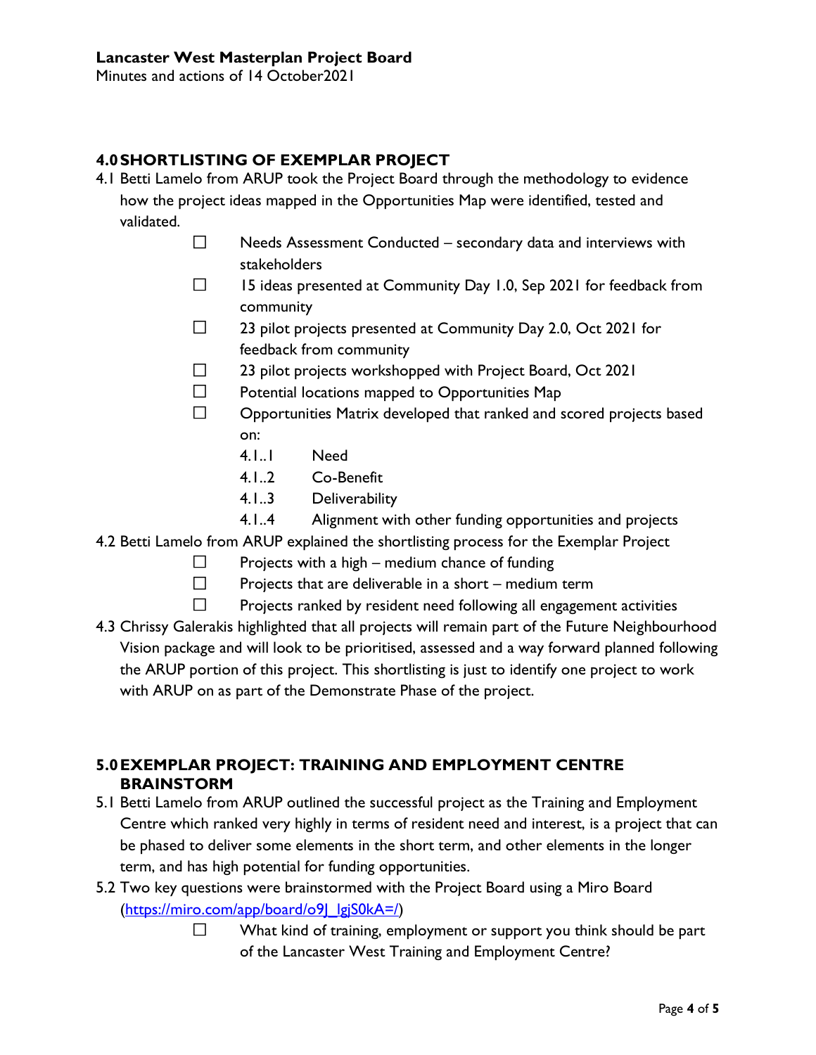## 4.0 SHORTLISTING OF EXEMPLAR PROJECT

4.1 Betti Lamelo from ARUP took the Project Board through the methodology to evidence how the project ideas mapped in the Opportunities Map were identified, tested and validated.

- ☐ Needs Assessment Conducted – secondary data and interviews with stakeholders
- ☐ 15 ideas presented at Community Day 1.0, Sep 2021 for feedback from community
- ☐ 23 pilot projects presented at Community Day 2.0, Oct 2021 for feedback from community
- ☐ 23 pilot projects workshopped with Project Board, Oct 2021
- ☐ Potential locations mapped to Opportunities Map
- ☐ Opportunities Matrix developed that ranked and scored projects based on:
  - 4.1..1 Need
  - 4.1..2 Co-Benefit
  - 4.1..3 Deliverability
  - 4.1..4 Alignment with other funding opportunities and projects

4.2 Betti Lamelo from ARUP explained the shortlisting process for the Exemplar Project

- ☐ Projects with a high – medium chance of funding
- ☐ Projects that are deliverable in a short – medium term
- ☐ Projects ranked by resident need following all engagement activities

4.3 Chrissy Galerakis highlighted that all projects will remain part of the Future Neighbourhood Vision package and will look to be prioritised, assessed and a way forward planned following the ARUP portion of this project. This shortlisting is just to identify one project to work with ARUP on as part of the Demonstrate Phase of the project.

## 5.0 EXEMPLAR PROJECT: TRAINING AND EMPLOYMENT CENTRE BRAINSTORM

5.1 Betti Lamelo from ARUP outlined the successful project as the Training and Employment Centre which ranked very highly in terms of resident need and interest, is a project that can be phased to deliver some elements in the short term, and other elements in the longer term, and has high potential for funding opportunities.

5.2 Two key questions were brainstormed with the Project Board using a Miro Board (https://miro.com/app/board/o9J_lgjS0kA=/)

- ☐ What kind of training, employment or support you think should be part of the Lancaster West Training and Employment Centre?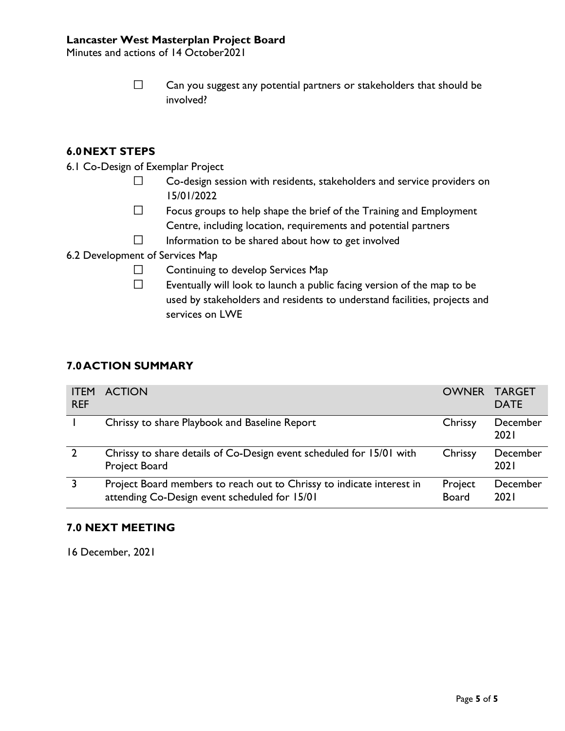- ☐ Can you suggest any potential partners or stakeholders that should be involved?

## 6.0 NEXT STEPS

6.1 Co-Design of Exemplar Project

- ☐ Co-design session with residents, stakeholders and service providers on 15/01/2022
- ☐ Focus groups to help shape the brief of the Training and Employment Centre, including location, requirements and potential partners
- ☐ Information to be shared about how to get involved

6.2 Development of Services Map

- ☐ Continuing to develop Services Map
- ☐ Eventually will look to launch a public facing version of the map to be used by stakeholders and residents to understand facilities, projects and services on LWE

## 7.0 ACTION SUMMARY

| ITEM REF | ACTION | OWNER | TARGET DATE |
|---|---|---|---|
| 1 | Chrissy to share Playbook and Baseline Report | Chrissy | December 2021 |
| 2 | Chrissy to share details of Co-Design event scheduled for 15/01 with Project Board | Chrissy | December 2021 |
| 3 | Project Board members to reach out to Chrissy to indicate interest in attending Co-Design event scheduled for 15/01 | Project Board | December 2021 |

## 7.0 NEXT MEETING

16 December, 2021